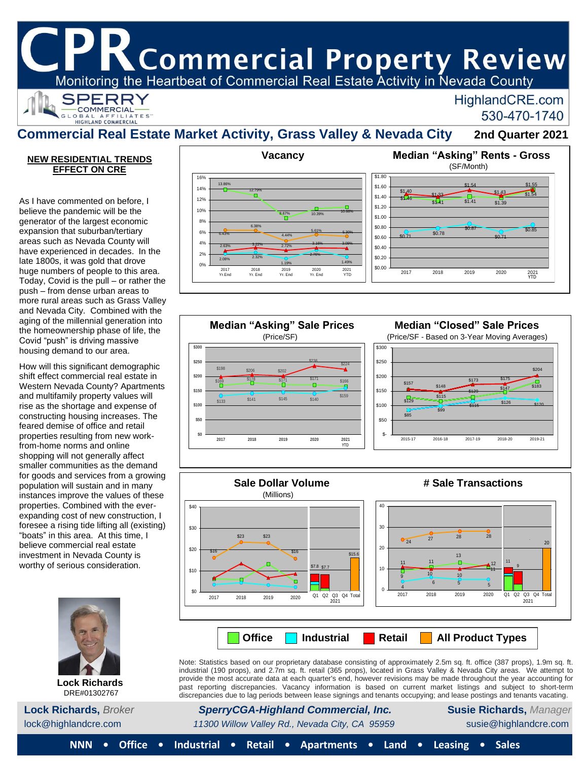# CPR Commercial Property Review

Monitoring the Heartbeat of Commercial Real Estate Activity in Nevada County

SPERRY COMMERCIAL GLOBAL AFFILIATES – HIGHLAND COMMERCIAL

HighlandCRE.com
530-470-1740

## Commercial Real Estate Market Activity, Grass Valley & Nevada City — 2nd Quarter 2021

### NEW RESIDENTIAL TRENDS EFFECT ON CRE

As I have commented on before, I believe the pandemic will be the generator of the largest economic expansion that suburban/tertiary areas such as Nevada County will have experienced in decades. In the late 1800s, it was gold that drove huge numbers of people to this area. Today, Covid is the pull – or rather the push – from dense urban areas to more rural areas such as Grass Valley and Nevada City. Combined with the aging of the millennial generation into the homeownership phase of life, the Covid "push" is driving massive housing demand to our area.

How will this significant demographic shift effect commercial real estate in Western Nevada County? Apartments and multifamily property values will rise as the shortage and expense of constructing housing increases. The feared demise of office and retail properties resulting from new work-from-home norms and online shopping will not generally affect smaller communities as the demand for goods and services from a growing population will sustain and in many instances improve the values of these properties. Combined with the ever-expanding cost of new construction, I foresee a rising tide lifting all (existing) "boats" in this area. At this time, I believe commercial real estate investment in Nevada County is worthy of serious consideration.

**Lock Richards**
DRE#01302767

### Vacancy

| | 2017 Yr.End | 2018 Yr. End | 2019 Yr. End | 2020 Yr. End | 2021 YTD |
|---|---|---|---|---|---|
| Office | 13.86% | 12.79% | 8.67% | 10.39% | 10.88% |
| Industrial | 2.08% | 2.32% | 1.19% | 2.76% | 1.49% |
| Retail | 2.63% | 3.22% | 2.72% | 3.18% | 3.09% |
| All Product Types | 6.43% | 6.38% | 4.44% | 5.61% | 5.20% |

### Median "Asking" Rents - Gross
(SF/Month)

| | 2017 | 2018 | 2019 | 2020 | 2021 YTD |
|---|---|---|---|---|---|
| Office | $1.40 | $1.41 | $1.41 | $1.39 | $1.54 |
| Industrial | $0.71 | $0.78 | $0.87 | $0.71 | $0.85 |
| Retail | $1.40 | $1.33 | $1.54 | $1.43 | $1.55 |

### Median "Asking" Sale Prices
(Price/SF)

| | 2017 | 2018 | 2019 | 2020 | 2021 YTD |
|---|---|---|---|---|---|
| Office | $169 | $178 | $171 | $171 | $166 |
| Industrial | $133 | $141 | $145 | $140 | $159 |
| Retail | $198 | $206 | $202 | $236 | $224 |

### Median "Closed" Sale Prices
(Price/SF - Based on 3-Year Moving Averages)

| | 2015-17 | 2016-18 | 2017-19 | 2018-20 | 2019-21 |
|---|---|---|---|---|---|
| Office | $129 | $115 | $129 | $147 | $183 |
| Industrial | $85 | $99 | $115 | $126 | $120 |
| Retail | $157 | $148 | $173 | $175 | $204 |

### Sale Dollar Volume
(Millions)

| | 2017 | 2018 | 2019 | 2020 | 2021 Q1 | 2021 Q2 | 2021 Total |
|---|---|---|---|---|---|---|---|
| All Product Types | $16 | $23 | $23 | $16 | $7.8 | $7.7 | $15.6 |

### # Sale Transactions

| | 2017 | 2018 | 2019 | 2020 | 2021 Q1 | 2021 Q2 | 2021 Total |
|---|---|---|---|---|---|---|---|
| Office | 9 | 10 | 10 | 11 | | | |
| Industrial | 4 | 6 | 5 | 5 | | | |
| Retail | 11 | 11 | 13 | 12 | | | |
| All Product Types | 24 | 27 | 28 | 28 | 11 | 9 | 20 |

Legend: Office · Industrial · Retail · All Product Types

Note: Statistics based on our proprietary database consisting of approximately 2.5m sq. ft. office (387 props), 1.9m sq. ft. industrial (190 props), and 2.7m sq. ft. retail (365 props), located in Grass Valley & Nevada City areas. We attempt to provide the most accurate data at each quarter's end, however revisions may be made throughout the year accounting for past reporting discrepancies. Vacancy information is based on current market listings and subject to short-term discrepancies due to lag periods between lease signings and tenants occupying; and lease postings and tenants vacating.

**Lock Richards,** *Broker*
lock@highlandcre.com

***SperryCGA-Highland Commercial, Inc.***
*11300 Willow Valley Rd., Nevada City, CA 95959*

**Susie Richards,** *Manager*
susie@highlandcre.com

**NNN • Office • Industrial • Retail • Apartments • Land • Leasing • Sales**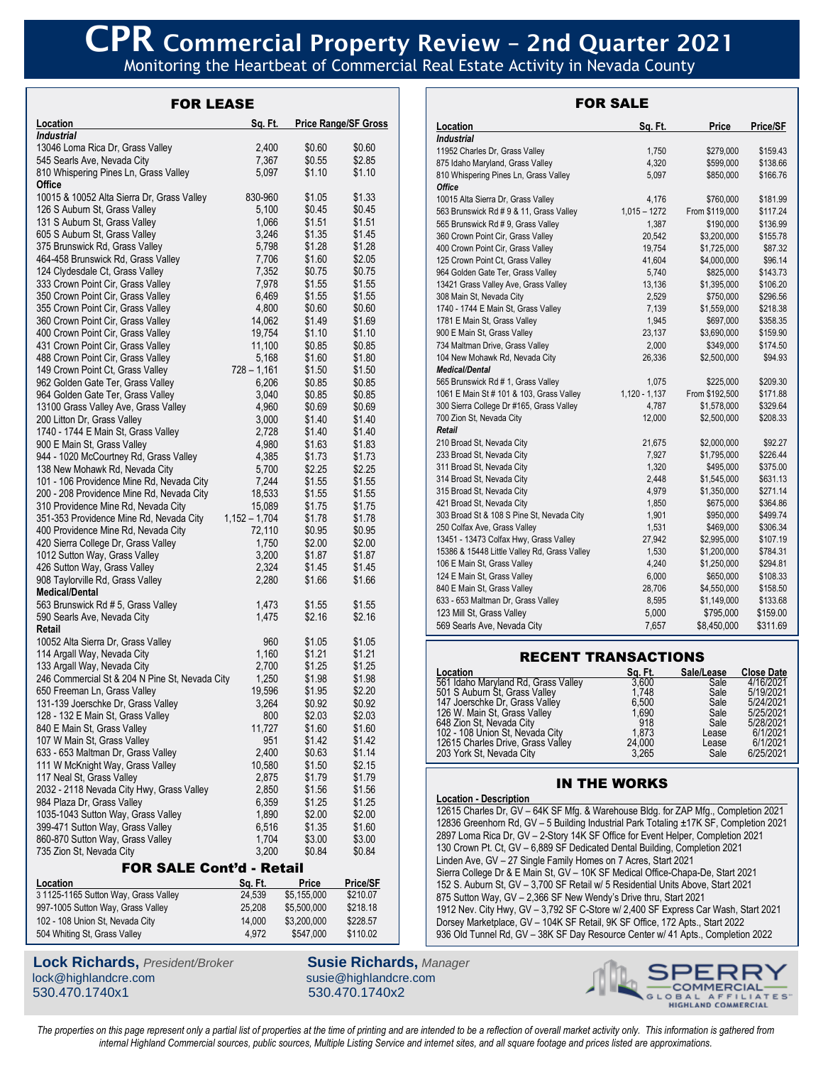# CPR Commercial Property Review – 2nd Quarter 2021

Monitoring the Heartbeat of Commercial Real Estate Activity in Nevada County

## FOR LEASE

| Location | Sq. Ft. | Price Range/SF Gross | |
|---|---|---|---|
| ***Industrial*** | | | |
| 13046 Loma Rica Dr, Grass Valley | 2,400 | $0.60 | $0.60 |
| 545 Searls Ave, Nevada City | 7,367 | $0.55 | $2.85 |
| 810 Whispering Pines Ln, Grass Valley | 5,097 | $1.10 | $1.10 |
| **Office** | | | |
| 10015 & 10052 Alta Sierra Dr, Grass Valley | 830-960 | $1.05 | $1.33 |
| 126 S Auburn St, Grass Valley | 5,100 | $0.45 | $0.45 |
| 131 S Auburn St, Grass Valley | 1,066 | $1.51 | $1.51 |
| 605 S Auburn St, Grass Valley | 3,246 | $1.35 | $1.45 |
| 375 Brunswick Rd, Grass Valley | 5,798 | $1.28 | $1.28 |
| 464-458 Brunswick Rd, Grass Valley | 7,706 | $1.60 | $2.05 |
| 124 Clydesdale Ct, Grass Valley | 7,352 | $0.75 | $0.75 |
| 333 Crown Point Cir, Grass Valley | 7,978 | $1.55 | $1.55 |
| 350 Crown Point Cir, Grass Valley | 6,469 | $1.55 | $1.55 |
| 355 Crown Point Cir, Grass Valley | 4,800 | $0.60 | $0.60 |
| 360 Crown Point Cir, Grass Valley | 14,062 | $1.49 | $1.69 |
| 400 Crown Point Cir, Grass Valley | 19,754 | $1.10 | $1.10 |
| 431 Crown Point Cir, Grass Valley | 11,100 | $0.85 | $0.85 |
| 488 Crown Point Cir, Grass Valley | 5,168 | $1.60 | $1.80 |
| 149 Crown Point Ct, Grass Valley | 728 – 1,161 | $1.50 | $1.50 |
| 962 Golden Gate Ter, Grass Valley | 6,206 | $0.85 | $0.85 |
| 964 Golden Gate Ter, Grass Valley | 3,040 | $0.85 | $0.85 |
| 13100 Grass Valley Ave, Grass Valley | 4,960 | $0.69 | $0.69 |
| 200 Litton Dr, Grass Valley | 3,000 | $1.40 | $1.40 |
| 1740 - 1744 E Main St, Grass Valley | 2,728 | $1.40 | $1.40 |
| 900 E Main St, Grass Valley | 4,980 | $1.63 | $1.83 |
| 944 - 1020 McCourtney Rd, Grass Valley | 4,385 | $1.73 | $1.73 |
| 138 New Mohawk Rd, Nevada City | 5,700 | $2.25 | $2.25 |
| 101 - 106 Providence Mine Rd, Nevada City | 7,244 | $1.55 | $1.55 |
| 200 - 208 Providence Mine Rd, Nevada City | 18,533 | $1.55 | $1.55 |
| 310 Providence Mine Rd, Nevada City | 15,089 | $1.75 | $1.75 |
| 351-353 Providence Mine Rd, Nevada City | 1,152 – 1,704 | $1.78 | $1.78 |
| 400 Providence Mine Rd, Nevada City | 72,110 | $0.95 | $0.95 |
| 420 Sierra College Dr, Grass Valley | 1,750 | $2.00 | $2.00 |
| 1012 Sutton Way, Grass Valley | 3,200 | $1.87 | $1.87 |
| 426 Sutton Way, Grass Valley | 2,324 | $1.45 | $1.45 |
| 908 Taylorville Rd, Grass Valley | 2,280 | $1.66 | $1.66 |
| **Medical/Dental** | | | |
| 563 Brunswick Rd # 5, Grass Valley | 1,473 | $1.55 | $1.55 |
| 590 Searls Ave, Nevada City | 1,475 | $2.16 | $2.16 |
| **Retail** | | | |
| 10052 Alta Sierra Dr, Grass Valley | 960 | $1.05 | $1.05 |
| 114 Argall Way, Nevada City | 1,160 | $1.21 | $1.21 |
| 133 Argall Way, Nevada City | 2,700 | $1.25 | $1.25 |
| 246 Commercial St & 204 N Pine St, Nevada City | 1,250 | $1.98 | $1.98 |
| 650 Freeman Ln, Grass Valley | 19,596 | $1.95 | $2.20 |
| 131-139 Joerschke Dr, Grass Valley | 3,264 | $0.92 | $0.92 |
| 128 - 132 E Main St, Grass Valley | 800 | $2.03 | $2.03 |
| 840 E Main St, Grass Valley | 11,727 | $1.60 | $1.60 |
| 107 W Main St, Grass Valley | 951 | $1.42 | $1.42 |
| 633 - 653 Maltman Dr, Grass Valley | 2,400 | $0.63 | $1.14 |
| 111 W McKnight Way, Grass Valley | 10,580 | $1.50 | $2.15 |
| 117 Neal St, Grass Valley | 2,875 | $1.79 | $1.79 |
| 2032 - 2118 Nevada City Hwy, Grass Valley | 2,850 | $1.56 | $1.56 |
| 984 Plaza Dr, Grass Valley | 6,359 | $1.25 | $1.25 |
| 1035-1043 Sutton Way, Grass Valley | 1,890 | $2.00 | $2.00 |
| 399-471 Sutton Way, Grass Valley | 6,516 | $1.35 | $1.60 |
| 860-870 Sutton Way, Grass Valley | 1,704 | $3.00 | $3.00 |
| 735 Zion St, Nevada City | 3,200 | $0.84 | $0.84 |

## FOR SALE

| Location | Sq. Ft. | Price | Price/SF |
|---|---|---|---|
| ***Industrial*** | | | |
| 11952 Charles Dr, Grass Valley | 1,750 | $279,000 | $159.43 |
| 875 Idaho Maryland, Grass Valley | 4,320 | $599,000 | $138.66 |
| 810 Whispering Pines Ln, Grass Valley | 5,097 | $850,000 | $166.76 |
| ***Office*** | | | |
| 10015 Alta Sierra Dr, Grass Valley | 4,176 | $760,000 | $181.99 |
| 563 Brunswick Rd # 9 & 11, Grass Valley | 1,015 – 1272 | From $119,000 | $117.24 |
| 565 Brunswick Rd # 9, Grass Valley | 1,387 | $190,000 | $136.99 |
| 360 Crown Point Cir, Grass Valley | 20,542 | $3,200,000 | $155.78 |
| 400 Crown Point Cir, Grass Valley | 19,754 | $1,725,000 | $87.32 |
| 125 Crown Point Ct, Grass Valley | 41,604 | $4,000,000 | $96.14 |
| 964 Golden Gate Ter, Grass Valley | 5,740 | $825,000 | $143.73 |
| 13421 Grass Valley Ave, Grass Valley | 13,136 | $1,395,000 | $106.20 |
| 308 Main St, Nevada City | 2,529 | $750,000 | $296.56 |
| 1740 - 1744 E Main St, Grass Valley | 7,139 | $1,559,000 | $218.38 |
| 1781 E Main St, Grass Valley | 1,945 | $697,000 | $358.35 |
| 900 E Main St, Grass Valley | 23,137 | $3,690,000 | $159.90 |
| 734 Maltman Drive, Grass Valley | 2,000 | $349,000 | $174.50 |
| 104 New Mohawk Rd, Nevada City | 26,336 | $2,500,000 | $94.93 |
| ***Medical/Dental*** | | | |
| 565 Brunswick Rd # 1, Grass Valley | 1,075 | $225,000 | $209.30 |
| 1061 E Main St # 101 & 103, Grass Valley | 1,120 - 1,137 | From $192,500 | $171.88 |
| 300 Sierra College Dr #165, Grass Valley | 4,787 | $1,578,000 | $329.64 |
| 700 Zion St, Nevada City | 12,000 | $2,500,000 | $208.33 |
| ***Retail*** | | | |
| 210 Broad St, Nevada City | 21,675 | $2,000,000 | $92.27 |
| 233 Broad St, Nevada City | 7,927 | $1,795,000 | $226.44 |
| 311 Broad St, Nevada City | 1,320 | $495,000 | $375.00 |
| 314 Broad St, Nevada City | 2,448 | $1,545,000 | $631.13 |
| 315 Broad St, Nevada City | 4,979 | $1,350,000 | $271.14 |
| 421 Broad St, Nevada City | 1,850 | $675,000 | $364.86 |
| 303 Broad St & 108 S Pine St, Nevada City | 1,901 | $950,000 | $499.74 |
| 250 Colfax Ave, Grass Valley | 1,531 | $469,000 | $306.34 |
| 13451 - 13473 Colfax Hwy, Grass Valley | 27,942 | $2,995,000 | $107.19 |
| 15386 & 15448 Little Valley Rd, Grass Valley | 1,530 | $1,200,000 | $784.31 |
| 106 E Main St, Grass Valley | 4,240 | $1,250,000 | $294.81 |
| 124 E Main St, Grass Valley | 6,000 | $650,000 | $108.33 |
| 840 E Main St, Grass Valley | 28,706 | $4,550,000 | $158.50 |
| 633 - 653 Maltman Dr, Grass Valley | 8,595 | $1,149,000 | $133.68 |
| 123 Mill St, Grass Valley | 5,000 | $795,000 | $159.00 |
| 569 Searls Ave, Nevada City | 7,657 | $8,450,000 | $311.69 |

## FOR SALE Cont'd - Retail

| Location | Sq. Ft. | Price | Price/SF |
|---|---|---|---|
| 3 1125-1165 Sutton Way, Grass Valley | 24,539 | $5,155,000 | $210.07 |
| 997-1005 Sutton Way, Grass Valley | 25,208 | $5,500,000 | $218.18 |
| 102 - 108 Union St, Nevada City | 14,000 | $3,200,000 | $228.57 |
| 504 Whiting St, Grass Valley | 4,972 | $547,000 | $110.02 |

## RECENT TRANSACTIONS

| Location | Sq. Ft. | Sale/Lease | Close Date |
|---|---|---|---|
| 561 Idaho Maryland Rd, Grass Valley | 3,600 | Sale | 4/16/2021 |
| 501 S Auburn St, Grass Valley | 1,748 | Sale | 5/19/2021 |
| 147 Joerschke Dr, Grass Valley | 6,500 | Sale | 5/24/2021 |
| 126 W. Main St, Grass Valley | 1,690 | Sale | 5/25/2021 |
| 648 Zion St, Nevada City | 918 | Sale | 5/28/2021 |
| 102 - 108 Union St, Nevada City | 1,873 | Lease | 6/1/2021 |
| 12615 Charles Drive, Grass Valley | 24,000 | Lease | 6/1/2021 |
| 203 York St, Nevada City | 3,265 | Sale | 6/25/2021 |

## IN THE WORKS

**Location - Description**

12615 Charles Dr, GV – 64K SF Mfg. & Warehouse Bldg. for ZAP Mfg., Completion 2021
12836 Greenhorn Rd, GV – 5 Building Industrial Park Totaling ±17K SF, Completion 2021
2897 Loma Rica Dr, GV – 2-Story 14K SF Office for Event Helper, Completion 2021
130 Crown Pt. Ct, GV – 6,889 SF Dedicated Dental Building, Completion 2021
Linden Ave, GV – 27 Single Family Homes on 7 Acres, Start 2021
Sierra College Dr & E Main St, GV – 10K SF Medical Office-Chapa-De, Start 2021
152 S. Auburn St, GV – 3,700 SF Retail w/ 5 Residential Units Above, Start 2021
875 Sutton Way, GV – 2,366 SF New Wendy's Drive thru, Start 2021
1912 Nev. City Hwy, GV – 3,792 SF C-Store w/ 2,400 SF Express Car Wash, Start 2021
Dorsey Marketplace, GV – 104K SF Retail, 9K SF Office, 172 Apts., Start 2022
936 Old Tunnel Rd, GV – 38K SF Day Resource Center w/ 41 Apts., Completion 2022

**Lock Richards,** *President/Broker*
lock@highlandcre.com
530.470.1740x1

**Susie Richards,** *Manager*
susie@highlandcre.com
530.470.1740x2

SPERRY COMMERCIAL GLOBAL AFFILIATES HIGHLAND COMMERCIAL

*The properties on this page represent only a partial list of properties at the time of printing and are intended to be a reflection of overall market activity only. This information is gathered from internal Highland Commercial sources, public sources, Multiple Listing Service and internet sites, and all square footage and prices listed are approximations.*